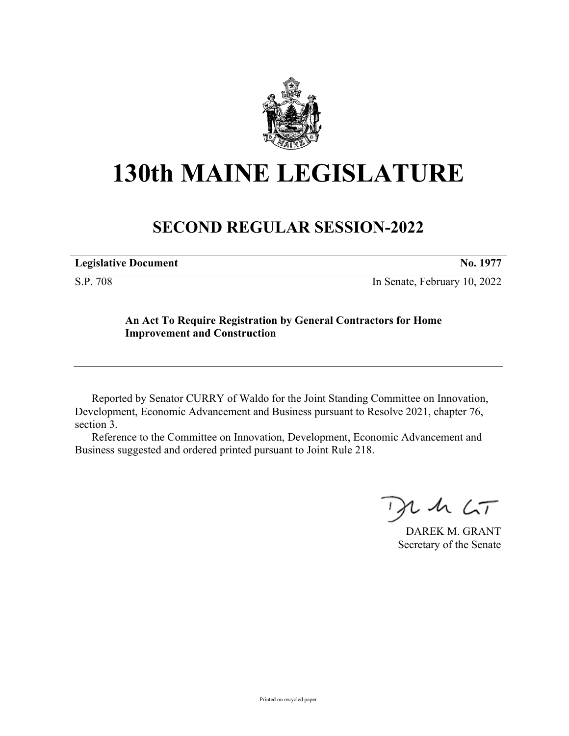# 130th MAINE LEGISLATURE

## SECOND REGULAR SESSION-2022

| **Legislative Document** | **No. 1977** |
|---|---|
| S.P. 708 | In Senate, February 10, 2022 |

**An Act To Require Registration by General Contractors for Home Improvement and Construction**

Reported by Senator CURRY of Waldo for the Joint Standing Committee on Innovation, Development, Economic Advancement and Business pursuant to Resolve 2021, chapter 76, section 3.

Reference to the Committee on Innovation, Development, Economic Advancement and Business suggested and ordered printed pursuant to Joint Rule 218.

DAREK M. GRANT
Secretary of the Senate

Printed on recycled paper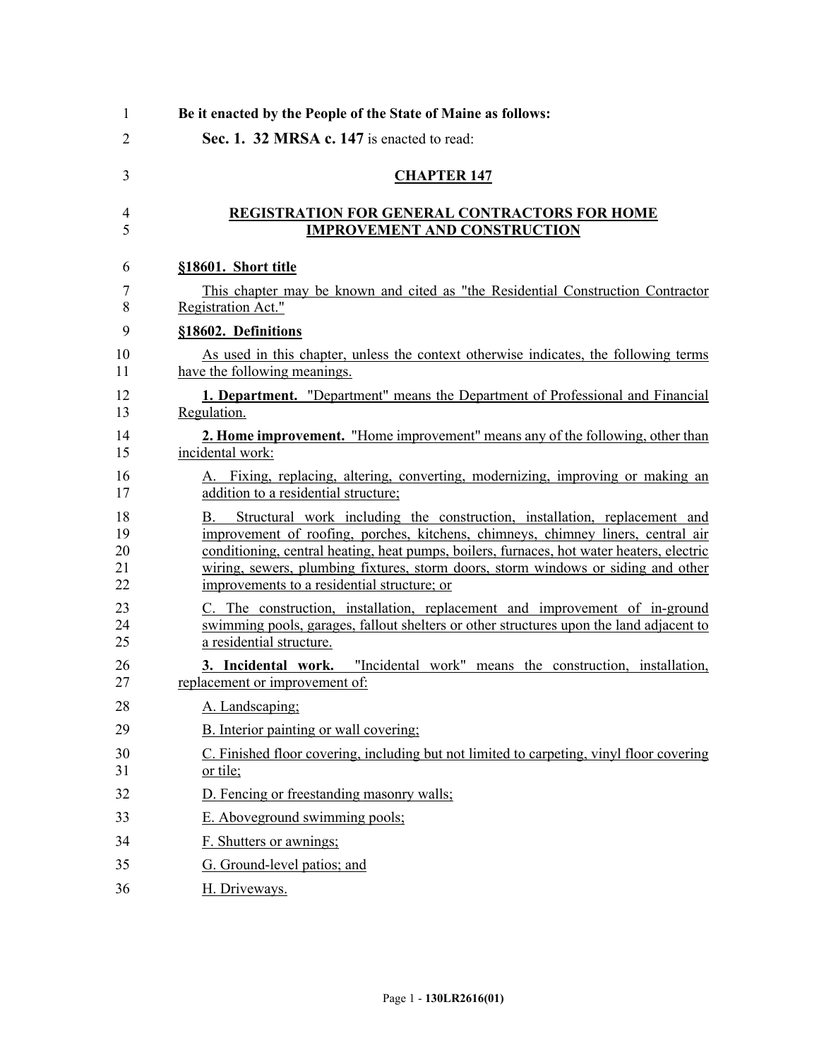**Be it enacted by the People of the State of Maine as follows:**

**Sec. 1. 32 MRSA c. 147** is enacted to read:

## CHAPTER 147

## REGISTRATION FOR GENERAL CONTRACTORS FOR HOME IMPROVEMENT AND CONSTRUCTION

### §18601. Short title

This chapter may be known and cited as "the Residential Construction Contractor Registration Act."

### §18602. Definitions

As used in this chapter, unless the context otherwise indicates, the following terms have the following meanings.

**1. Department.** "Department" means the Department of Professional and Financial Regulation.

**2. Home improvement.** "Home improvement" means any of the following, other than incidental work:

A. Fixing, replacing, altering, converting, modernizing, improving or making an addition to a residential structure;

B. Structural work including the construction, installation, replacement and improvement of roofing, porches, kitchens, chimneys, chimney liners, central air conditioning, central heating, heat pumps, boilers, furnaces, hot water heaters, electric wiring, sewers, plumbing fixtures, storm doors, storm windows or siding and other improvements to a residential structure; or

C. The construction, installation, replacement and improvement of in-ground swimming pools, garages, fallout shelters or other structures upon the land adjacent to a residential structure.

**3. Incidental work.** "Incidental work" means the construction, installation, replacement or improvement of:

A. Landscaping;

B. Interior painting or wall covering;

C. Finished floor covering, including but not limited to carpeting, vinyl floor covering or tile;

D. Fencing or freestanding masonry walls;

E. Aboveground swimming pools;

F. Shutters or awnings;

G. Ground-level patios; and

H. Driveways.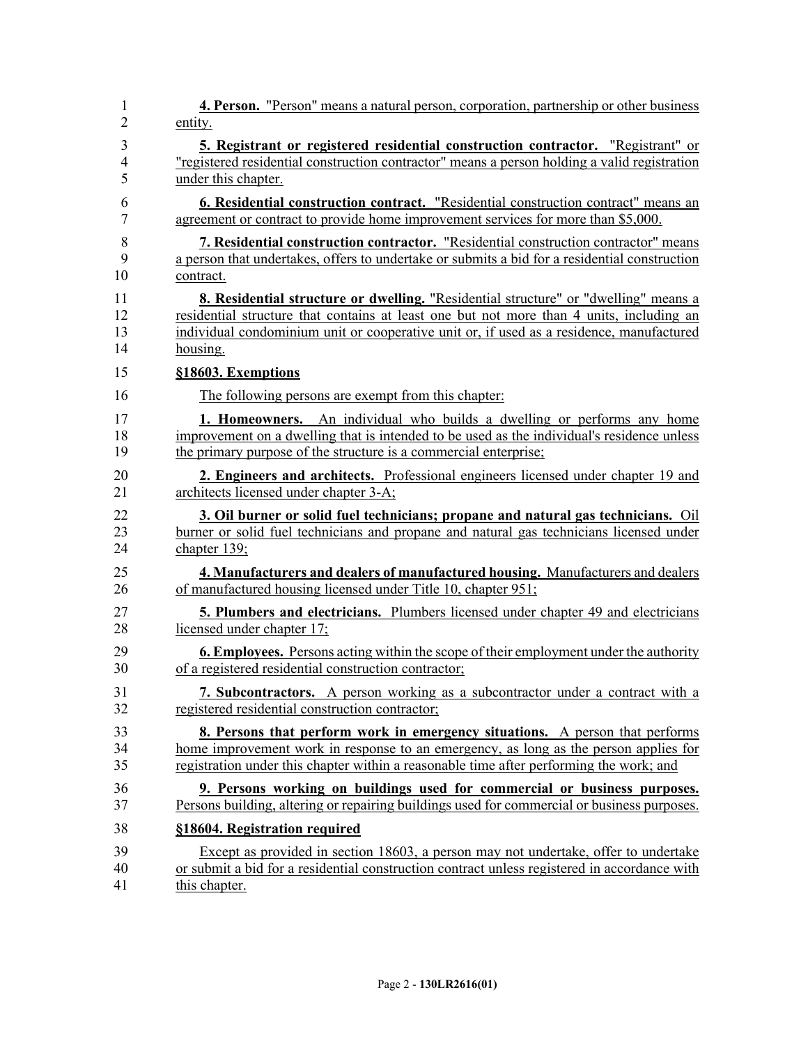**4. Person.** "Person" means a natural person, corporation, partnership or other business entity.

**5. Registrant or registered residential construction contractor.** "Registrant" or "registered residential construction contractor" means a person holding a valid registration under this chapter.

**6. Residential construction contract.** "Residential construction contract" means an agreement or contract to provide home improvement services for more than $5,000.

**7. Residential construction contractor.** "Residential construction contractor" means a person that undertakes, offers to undertake or submits a bid for a residential construction contract.

**8. Residential structure or dwelling.** "Residential structure" or "dwelling" means a residential structure that contains at least one but not more than 4 units, including an individual condominium unit or cooperative unit or, if used as a residence, manufactured housing.

**§18603. Exemptions**

The following persons are exempt from this chapter:

**1. Homeowners.** An individual who builds a dwelling or performs any home improvement on a dwelling that is intended to be used as the individual's residence unless the primary purpose of the structure is a commercial enterprise;

**2. Engineers and architects.** Professional engineers licensed under chapter 19 and architects licensed under chapter 3-A;

**3. Oil burner or solid fuel technicians; propane and natural gas technicians.** Oil burner or solid fuel technicians and propane and natural gas technicians licensed under chapter 139;

**4. Manufacturers and dealers of manufactured housing.** Manufacturers and dealers of manufactured housing licensed under Title 10, chapter 951;

**5. Plumbers and electricians.** Plumbers licensed under chapter 49 and electricians licensed under chapter 17;

**6. Employees.** Persons acting within the scope of their employment under the authority of a registered residential construction contractor;

**7. Subcontractors.** A person working as a subcontractor under a contract with a registered residential construction contractor;

**8. Persons that perform work in emergency situations.** A person that performs home improvement work in response to an emergency, as long as the person applies for registration under this chapter within a reasonable time after performing the work; and

**9. Persons working on buildings used for commercial or business purposes.** Persons building, altering or repairing buildings used for commercial or business purposes.

**§18604. Registration required**

Except as provided in section 18603, a person may not undertake, offer to undertake or submit a bid for a residential construction contract unless registered in accordance with this chapter.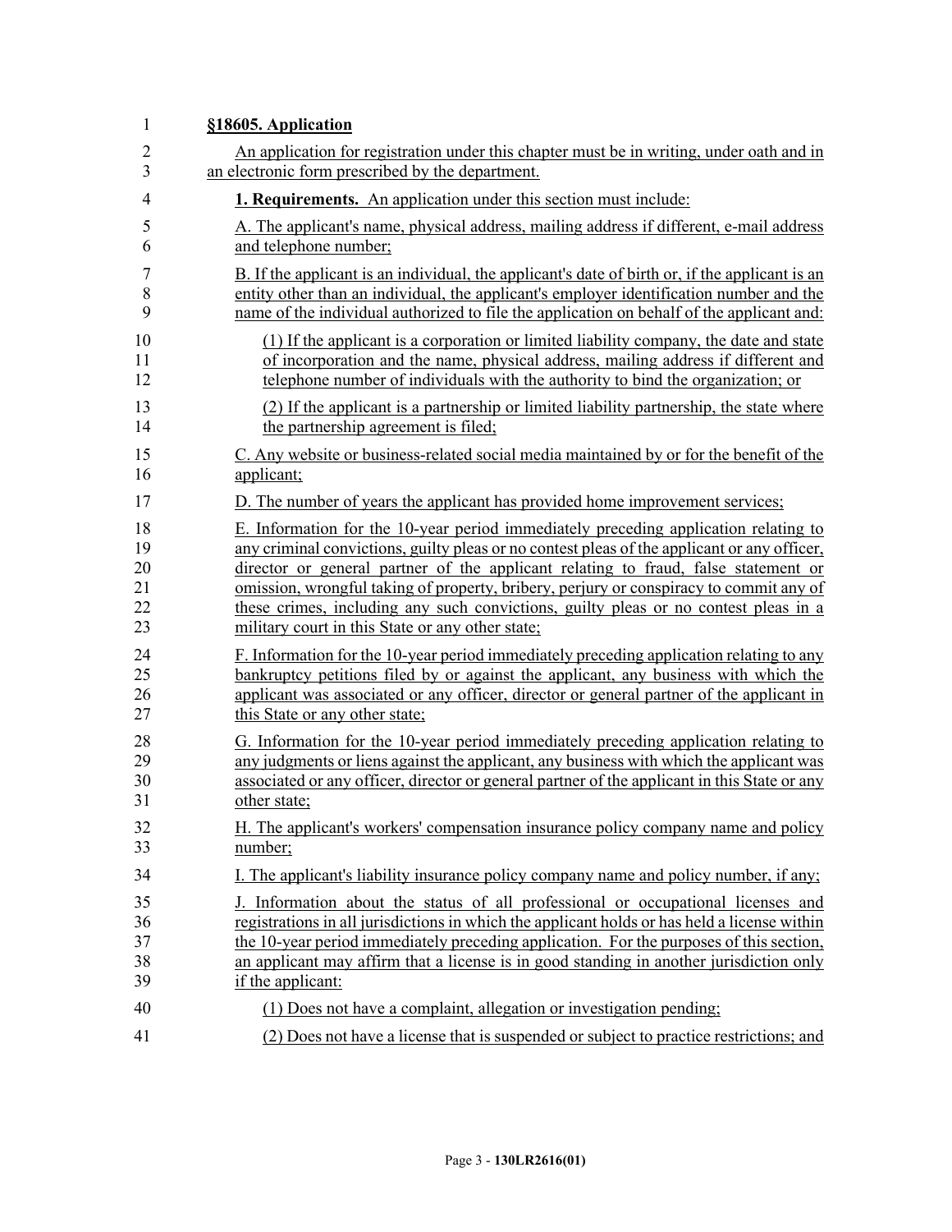**§18605. Application**

An application for registration under this chapter must be in writing, under oath and in an electronic form prescribed by the department.

**1. Requirements.** An application under this section must include:

A. The applicant's name, physical address, mailing address if different, e-mail address and telephone number;

B. If the applicant is an individual, the applicant's date of birth or, if the applicant is an entity other than an individual, the applicant's employer identification number and the name of the individual authorized to file the application on behalf of the applicant and:

(1) If the applicant is a corporation or limited liability company, the date and state of incorporation and the name, physical address, mailing address if different and telephone number of individuals with the authority to bind the organization; or

(2) If the applicant is a partnership or limited liability partnership, the state where the partnership agreement is filed;

C. Any website or business-related social media maintained by or for the benefit of the applicant;

D. The number of years the applicant has provided home improvement services;

E. Information for the 10-year period immediately preceding application relating to any criminal convictions, guilty pleas or no contest pleas of the applicant or any officer, director or general partner of the applicant relating to fraud, false statement or omission, wrongful taking of property, bribery, perjury or conspiracy to commit any of these crimes, including any such convictions, guilty pleas or no contest pleas in a military court in this State or any other state;

F. Information for the 10-year period immediately preceding application relating to any bankruptcy petitions filed by or against the applicant, any business with which the applicant was associated or any officer, director or general partner of the applicant in this State or any other state;

G. Information for the 10-year period immediately preceding application relating to any judgments or liens against the applicant, any business with which the applicant was associated or any officer, director or general partner of the applicant in this State or any other state;

H. The applicant's workers' compensation insurance policy company name and policy number;

I. The applicant's liability insurance policy company name and policy number, if any;

J. Information about the status of all professional or occupational licenses and registrations in all jurisdictions in which the applicant holds or has held a license within the 10-year period immediately preceding application. For the purposes of this section, an applicant may affirm that a license is in good standing in another jurisdiction only if the applicant:

(1) Does not have a complaint, allegation or investigation pending;

(2) Does not have a license that is suspended or subject to practice restrictions; and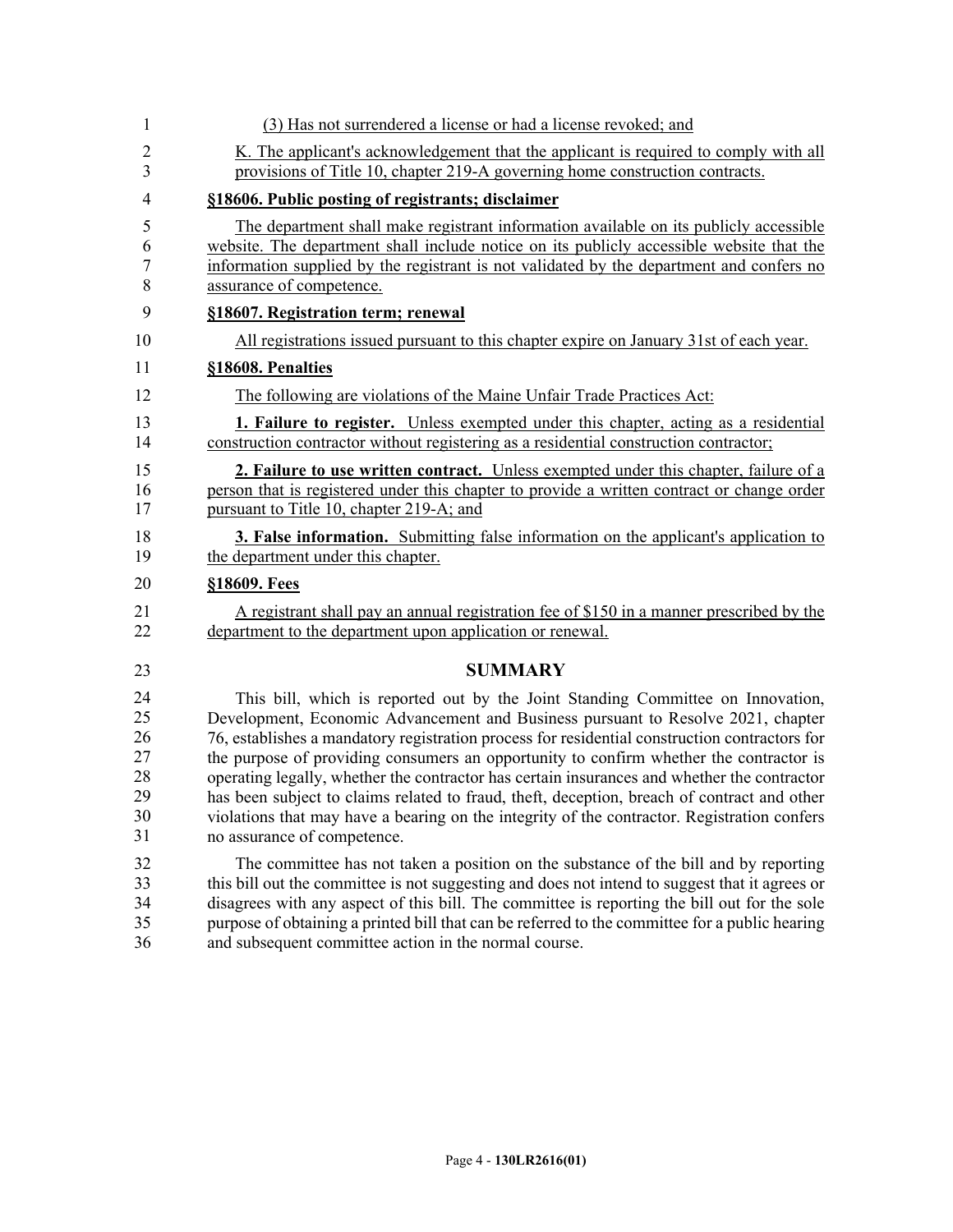(3) Has not surrendered a license or had a license revoked; and

K. The applicant's acknowledgement that the applicant is required to comply with all provisions of Title 10, chapter 219-A governing home construction contracts.

**§18606. Public posting of registrants; disclaimer**

The department shall make registrant information available on its publicly accessible website. The department shall include notice on its publicly accessible website that the information supplied by the registrant is not validated by the department and confers no assurance of competence.

**§18607. Registration term; renewal**

All registrations issued pursuant to this chapter expire on January 31st of each year.

**§18608. Penalties**

The following are violations of the Maine Unfair Trade Practices Act:

**1. Failure to register.** Unless exempted under this chapter, acting as a residential construction contractor without registering as a residential construction contractor;

**2. Failure to use written contract.** Unless exempted under this chapter, failure of a person that is registered under this chapter to provide a written contract or change order pursuant to Title 10, chapter 219-A; and

**3. False information.** Submitting false information on the applicant's application to the department under this chapter.

**§18609. Fees**

A registrant shall pay an annual registration fee of $150 in a manner prescribed by the department to the department upon application or renewal.

## SUMMARY

This bill, which is reported out by the Joint Standing Committee on Innovation, Development, Economic Advancement and Business pursuant to Resolve 2021, chapter 76, establishes a mandatory registration process for residential construction contractors for the purpose of providing consumers an opportunity to confirm whether the contractor is operating legally, whether the contractor has certain insurances and whether the contractor has been subject to claims related to fraud, theft, deception, breach of contract and other violations that may have a bearing on the integrity of the contractor. Registration confers no assurance of competence.

The committee has not taken a position on the substance of the bill and by reporting this bill out the committee is not suggesting and does not intend to suggest that it agrees or disagrees with any aspect of this bill. The committee is reporting the bill out for the sole purpose of obtaining a printed bill that can be referred to the committee for a public hearing and subsequent committee action in the normal course.